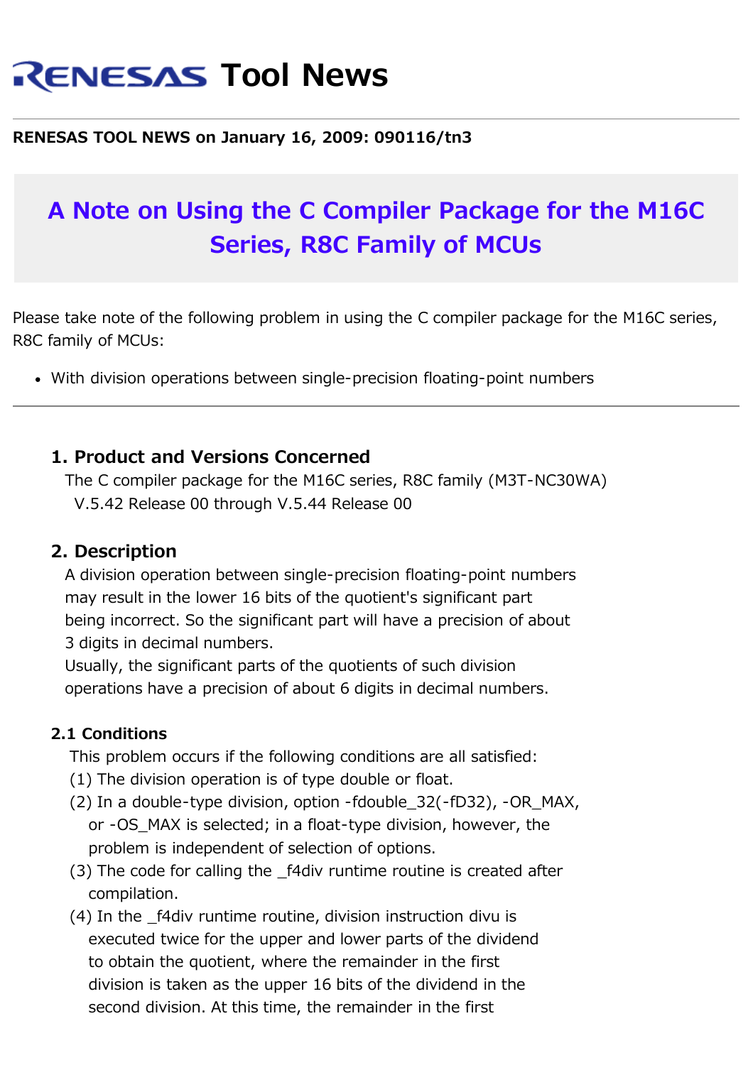# RENESAS Tool News

**RENESAS TOOL NEWS on January 16, 2009: 090116/tn3**

## A Note on Using the C Compiler Package for the M16C Series, R8C Family of MCUs

Please take note of the following problem in using the C compiler package for the M16C series, R8C family of MCUs:

- With division operations between single-precision floating-point numbers

---

### 1. Product and Versions Concerned

The C compiler package for the M16C series, R8C family (M3T-NC30WA)
V.5.42 Release 00 through V.5.44 Release 00

### 2. Description

A division operation between single-precision floating-point numbers may result in the lower 16 bits of the quotient's significant part being incorrect. So the significant part will have a precision of about 3 digits in decimal numbers.
Usually, the significant parts of the quotients of such division operations have a precision of about 6 digits in decimal numbers.

#### 2.1 Conditions

This problem occurs if the following conditions are all satisfied:

(1) The division operation is of type double or float.
(2) In a double-type division, option -fdouble_32(-fD32), -OR_MAX, or -OS_MAX is selected; in a float-type division, however, the problem is independent of selection of options.
(3) The code for calling the _f4div runtime routine is created after compilation.
(4) In the _f4div runtime routine, division instruction divu is executed twice for the upper and lower parts of the dividend to obtain the quotient, where the remainder in the first division is taken as the upper 16 bits of the dividend in the second division. At this time, the remainder in the first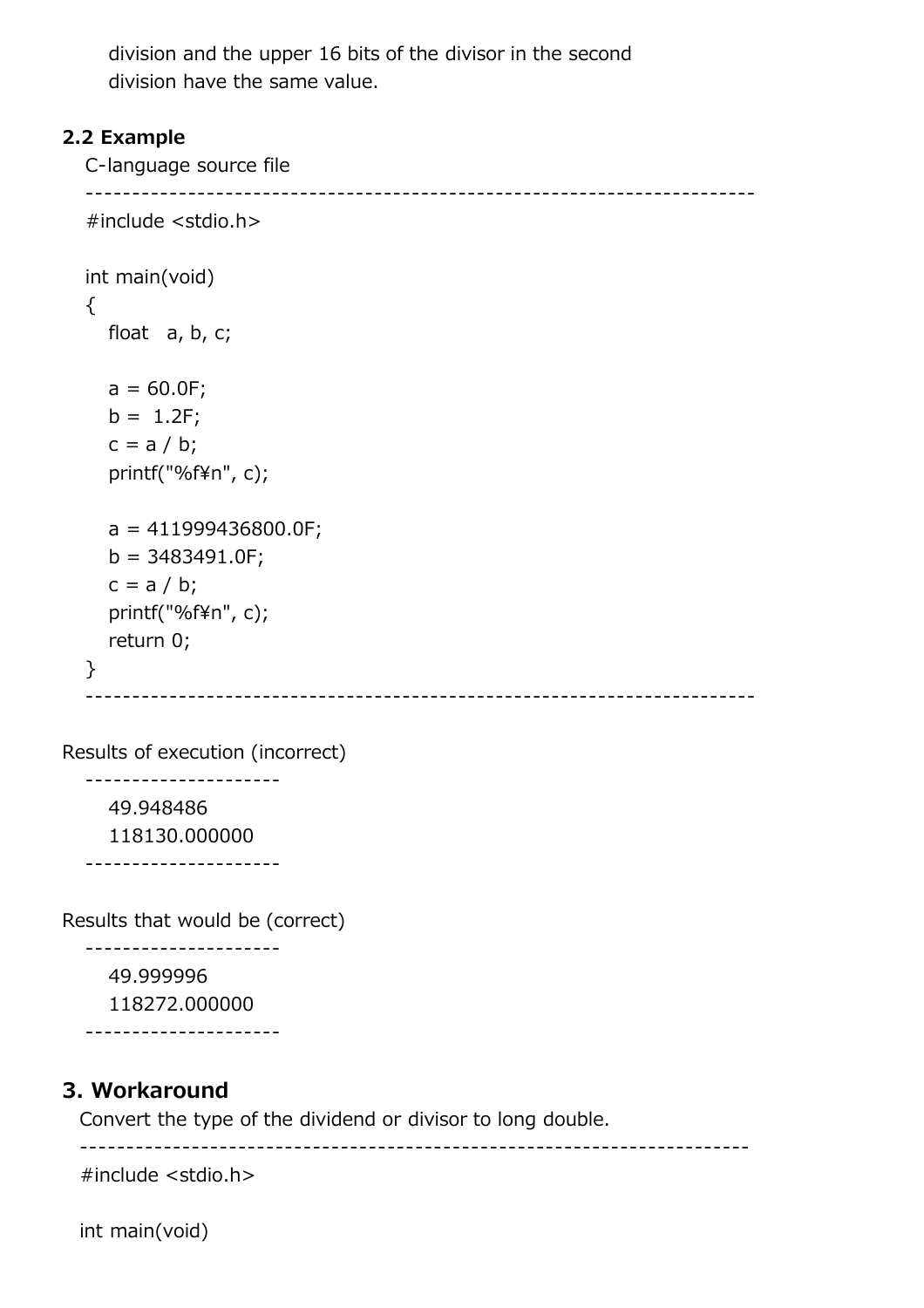division and the upper 16 bits of the divisor in the second division have the same value.

## 2.2 Example

C-language source file

```
#include <stdio.h>

int main(void)
{
   float   a, b, c;

   a = 60.0F;
   b =  1.2F;
   c = a / b;
   printf("%f¥n", c);

   a = 411999436800.0F;
   b = 3483491.0F;
   c = a / b;
   printf("%f¥n", c);
   return 0;
}
```

Results of execution (incorrect)

```
   49.948486
   118130.000000
```

Results that would be (correct)

```
   49.999996
   118272.000000
```

## 3. Workaround

Convert the type of the dividend or divisor to long double.

```
#include <stdio.h>

int main(void)
```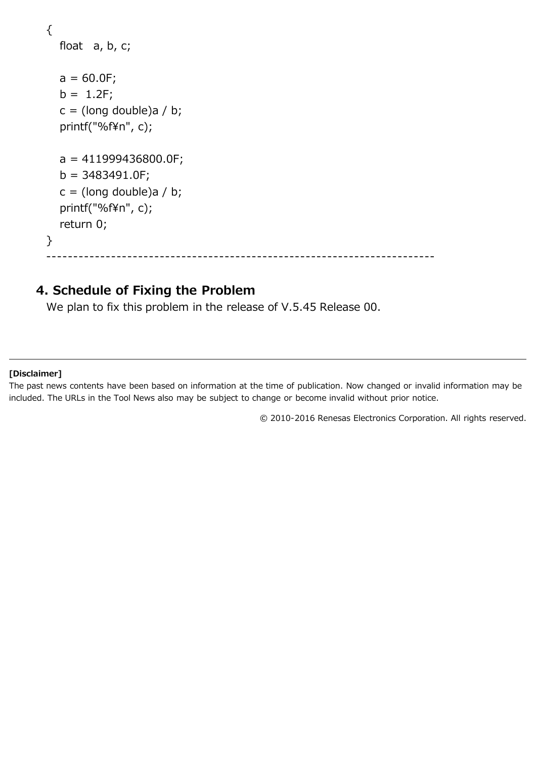```
{
   float   a, b, c;

   a = 60.0F;
   b =  1.2F;
   c = (long double)a / b;
   printf("%f¥n", c);

   a = 411999436800.0F;
   b = 3483491.0F;
   c = (long double)a / b;
   printf("%f¥n", c);
   return 0;
}
--------------------------------------------------------------------
```

## 4. Schedule of Fixing the Problem

We plan to fix this problem in the release of V.5.45 Release 00.

---

**[Disclaimer]**

The past news contents have been based on information at the time of publication. Now changed or invalid information may be included. The URLs in the Tool News also may be subject to change or become invalid without prior notice.

© 2010-2016 Renesas Electronics Corporation. All rights reserved.